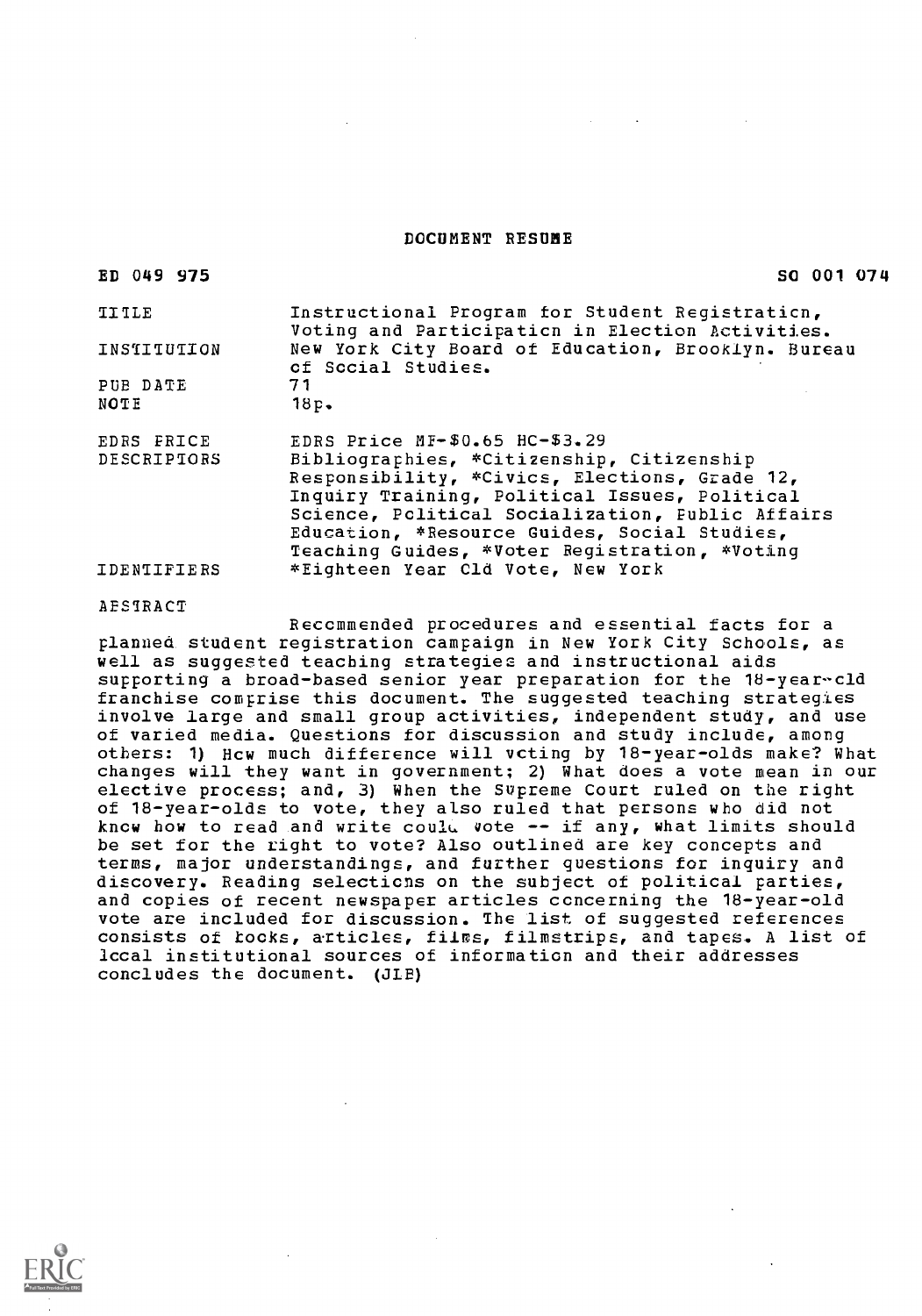# DOCUMENT RESUME

ED 049 975 SO 001 074

| | |
|---|---|
| TITLE | Instructional Program for Student Registration, Voting and Participation in Election Activities. |
| INSTITUTION | New York City Board of Education, Brooklyn. Bureau of Social Studies. |
| PUB DATE | 71 |
| NOTE | 18p. |
| EDRS PRICE | EDRS Price MF-$0.65 HC-$3.29 |
| DESCRIPTORS | Bibliographies, *Citizenship, Citizenship Responsibility, *Civics, Elections, Grade 12, Inquiry Training, Political Issues, Political Science, Political Socialization, Public Affairs Education, *Resource Guides, Social Studies, Teaching Guides, *Voter Registration, *Voting |
| IDENTIFIERS | *Eighteen Year Old Vote, New York |

ABSTRACT

Recommended procedures and essential facts for a planned student registration campaign in New York City Schools, as well as suggested teaching strategies and instructional aids supporting a broad-based senior year preparation for the 18-year-old franchise comprise this document. The suggested teaching strategies involve large and small group activities, independent study, and use of varied media. Questions for discussion and study include, among others: 1) How much difference will voting by 18-year-olds make? What changes will they want in government; 2) What does a vote mean in our elective process; and, 3) When the Supreme Court ruled on the right of 18-year-olds to vote, they also ruled that persons who did not know how to read and write could vote -- if any, what limits should be set for the right to vote? Also outlined are key concepts and terms, major understandings, and further questions for inquiry and discovery. Reading selections on the subject of political parties, and copies of recent newspaper articles concerning the 18-year-old vote are included for discussion. The list of suggested references consists of books, articles, films, filmstrips, and tapes. A list of local institutional sources of information and their addresses concludes the document. (JLB)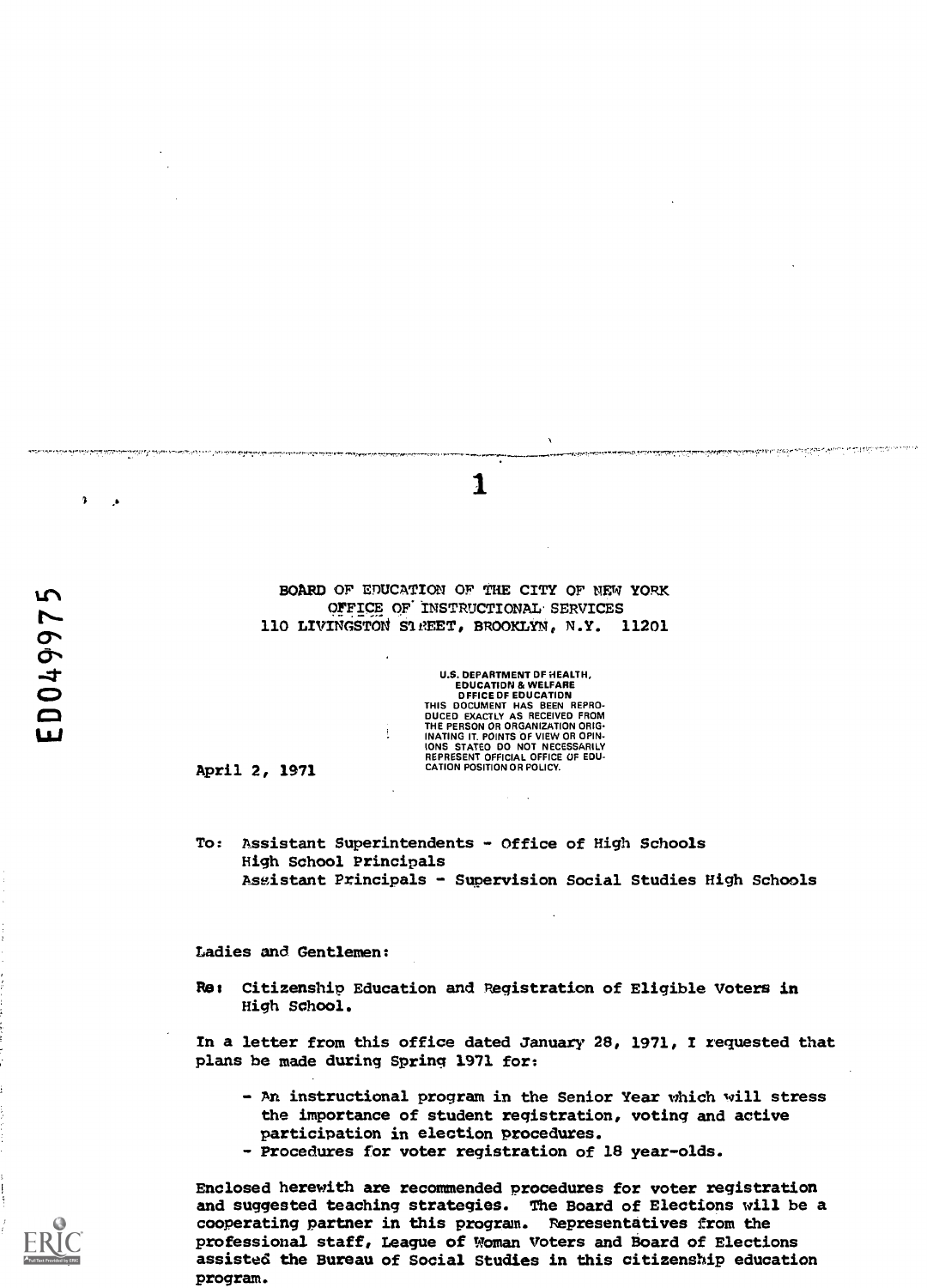BOARD OF EDUCATION OF THE CITY OF NEW YORK
OFFICE OF INSTRUCTIONAL SERVICES
110 LIVINGSTON STREET, BROOKLYN, N.Y. 11201

U.S. DEPARTMENT OF HEALTH, EDUCATION & WELFARE OFFICE OF EDUCATION THIS DOCUMENT HAS BEEN REPRODUCED EXACTLY AS RECEIVED FROM THE PERSON OR ORGANIZATION ORIGINATING IT. POINTS OF VIEW OR OPINIONS STATED DO NOT NECESSARILY REPRESENT OFFICIAL OFFICE OF EDUCATION POSITION OR POLICY.

April 2, 1971

To: Assistant Superintendents - Office of High Schools
High School Principals
Assistant Principals - Supervision Social Studies High Schools

Ladies and Gentlemen:

Re: Citizenship Education and Registration of Eligible Voters in High School.

In a letter from this office dated January 28, 1971, I requested that plans be made during Spring 1971 for:

- An instructional program in the Senior Year which will stress the importance of student registration, voting and active participation in election procedures.
- Procedures for voter registration of 18 year-olds.

Enclosed herewith are recommended procedures for voter registration and suggested teaching strategies. The Board of Elections will be a cooperating partner in this program. Representatives from the professional staff, League of Woman Voters and Board of Elections assisted the Bureau of Social Studies in this citizenship education program.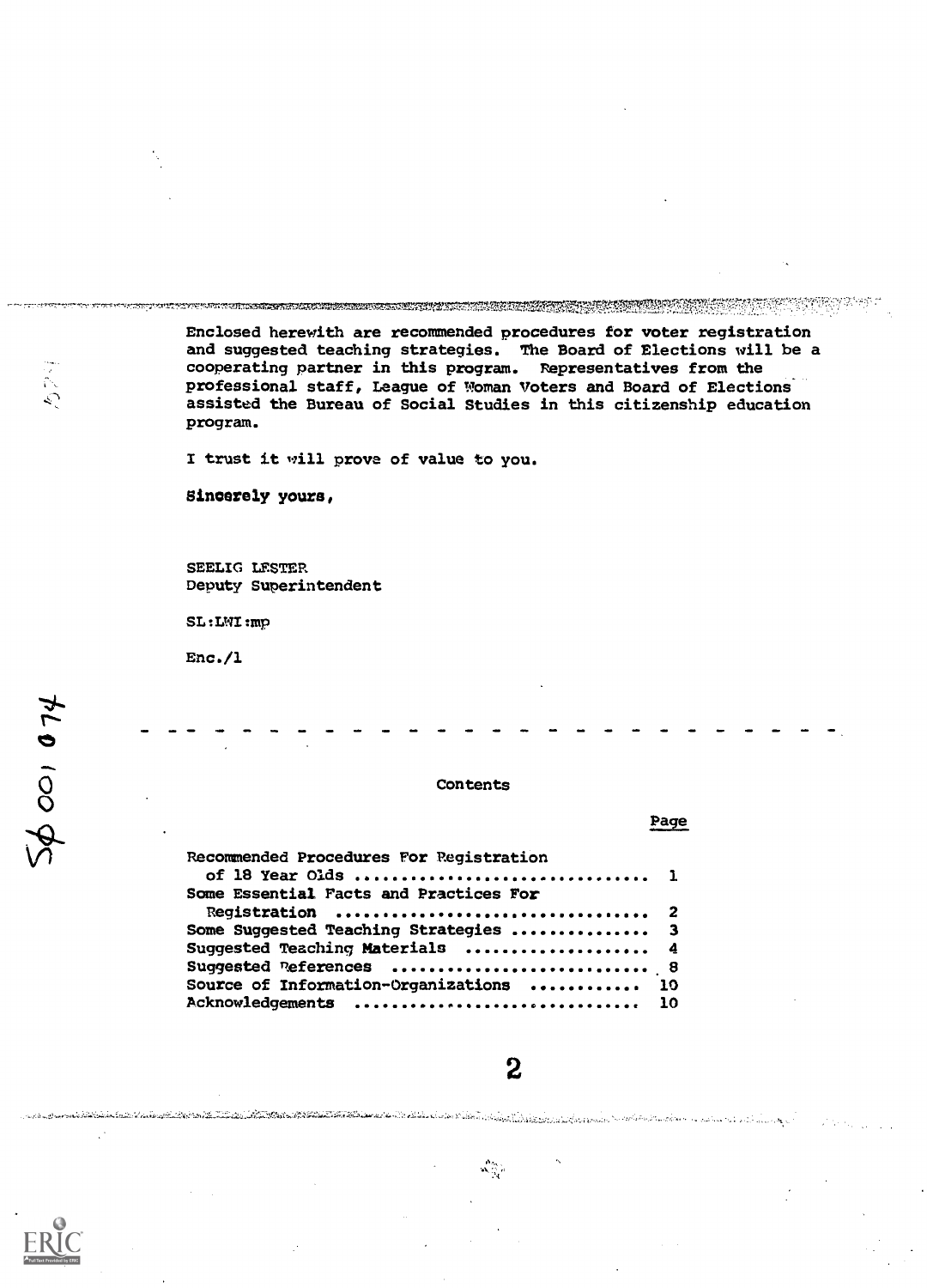Enclosed herewith are recommended procedures for voter registration and suggested teaching strategies. The Board of Elections will be a cooperating partner in this program. Representatives from the professional staff, League of Woman Voters and Board of Elections assisted the Bureau of Social Studies in this citizenship education program.

I trust it will prove of value to you.

Sincerely yours,

SEELIG LESTER
Deputy Superintendent

SL:LWI:mp

Enc./1

Contents

| | Page |
|---|---|
| Recommended Procedures For Registration of 18 Year Olds | 1 |
| Some Essential Facts and Practices For Registration | 2 |
| Some Suggested Teaching Strategies | 3 |
| Suggested Teaching Materials | 4 |
| Suggested References | 8 |
| Source of Information-Organizations | 10 |
| Acknowledgements | 10 |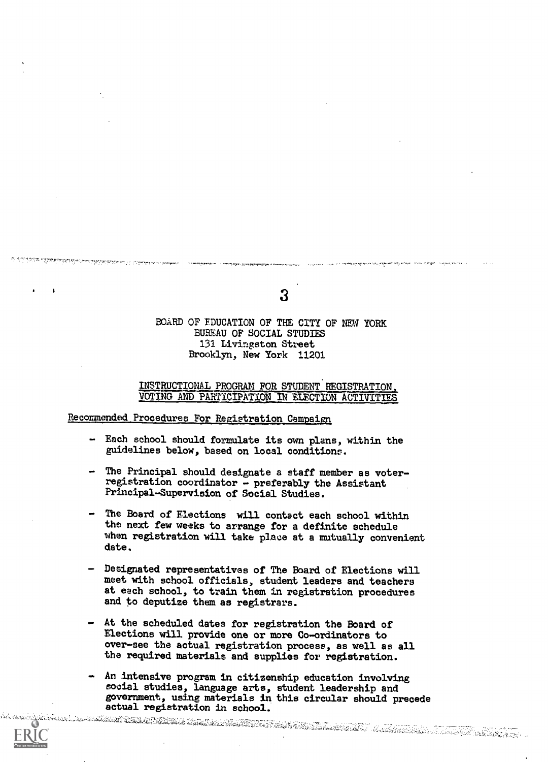BOARD OF EDUCATION OF THE CITY OF NEW YORK
BUREAU OF SOCIAL STUDIES
131 Livingston Street
Brooklyn, New York 11201

## INSTRUCTIONAL PROGRAM FOR STUDENT REGISTRATION, VOTING AND PARTICIPATION IN ELECTION ACTIVITIES

### Recommended Procedures For Registration Campaign

- Each school should formulate its own plans, within the guidelines below, based on local conditions.
- The Principal should designate a staff member as voter-registration coordinator - preferably the Assistant Principal-Supervision of Social Studies.
- The Board of Elections will contact each school within the next few weeks to arrange for a definite schedule when registration will take place at a mutually convenient date.
- Designated representatives of The Board of Elections will meet with school officials, student leaders and teachers at each school, to train them in registration procedures and to deputize them as registrars.
- At the scheduled dates for registration the Board of Elections will provide one or more Co-ordinators to over-see the actual registration process, as well as all the required materials and supplies for registration.
- An intensive program in citizenship education involving social studies, language arts, student leadership and government, using materials in this circular should precede actual registration in school.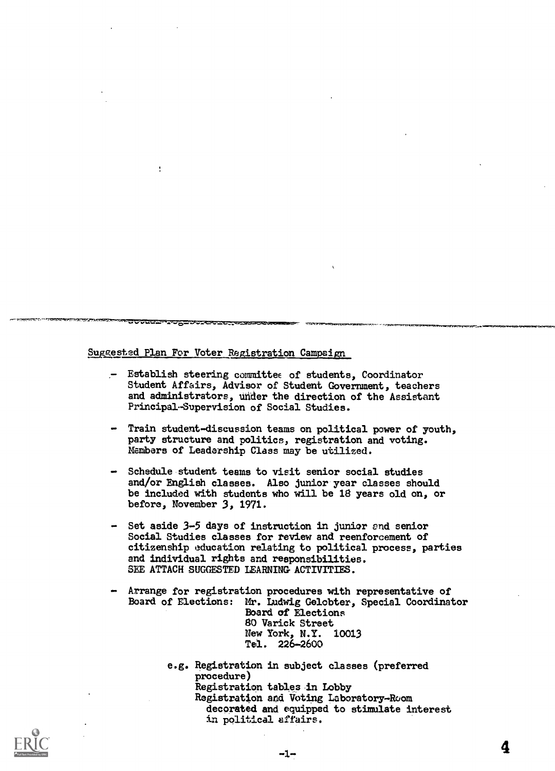Suggested Plan For Voter Registration Campaign

- Establish steering committee of students, Coordinator Student Affairs, Advisor of Student Government, teachers and administrators, under the direction of the Assistant Principal-Supervision of Social Studies.

- Train student-discussion teams on political power of youth, party structure and politics, registration and voting. Members of Leadership Class may be utilized.

- Schedule student teams to visit senior social studies and/or English classes. Also junior year classes should be included with students who will be 18 years old on, or before, November 3, 1971.

- Set aside 3-5 days of instruction in junior and senior Social Studies classes for review and reenforcement of citizenship education relating to political process, parties and individual rights and responsibilities.
  SEE ATTACH SUGGESTED LEARNING ACTIVITIES.

- Arrange for registration procedures with representative of Board of Elections: Mr. Ludwig Gelobter, Special Coordinator
  Board of Elections
  80 Varick Street
  New York, N.Y. 10013
  Tel. 226-2600

  e.g. Registration in subject classes (preferred procedure)
  Registration tables in Lobby
  Registration and Voting Laboratory-Room decorated and equipped to stimulate interest in political affairs.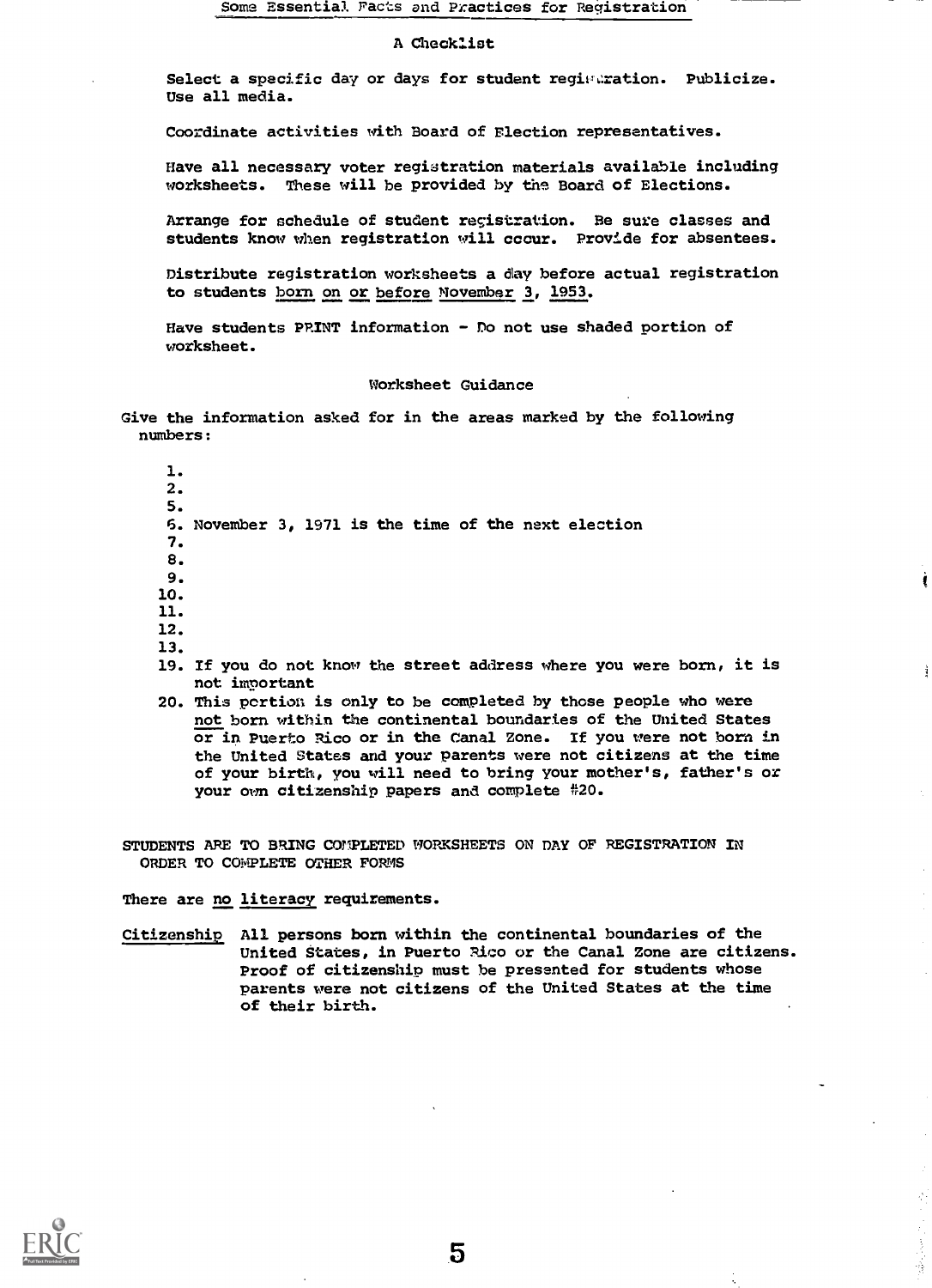# Some Essential Facts and Practices for Registration

## A Checklist

Select a specific day or days for student registration. Publicize. Use all media.

Coordinate activities with Board of Election representatives.

Have all necessary voter registration materials available including worksheets. These will be provided by the Board of Elections.

Arrange for schedule of student registration. Be sure classes and students know when registration will occur. Provide for absentees.

Distribute registration worksheets a day before actual registration to students born on or before November 3, 1953.

Have students PRINT information - Do not use shaded portion of worksheet.

## Worksheet Guidance

Give the information asked for in the areas marked by the following numbers:

1.
2.
5.
6. November 3, 1971 is the time of the next election
7.
8.
9.
10.
11.
12.
13.
19. If you do not know the street address where you were born, it is not important
20. This portion is only to be completed by those people who were not born within the continental boundaries of the United States or in Puerto Rico or in the Canal Zone. If you were not born in the United States and your parents were not citizens at the time of your birth, you will need to bring your mother's, father's or your own citizenship papers and complete #20.

STUDENTS ARE TO BRING COMPLETED WORKSHEETS ON DAY OF REGISTRATION IN ORDER TO COMPLETE OTHER FORMS

There are no literacy requirements.

Citizenship: All persons born within the continental boundaries of the United States, in Puerto Rico or the Canal Zone are citizens. Proof of citizenship must be presented for students whose parents were not citizens of the United States at the time of their birth.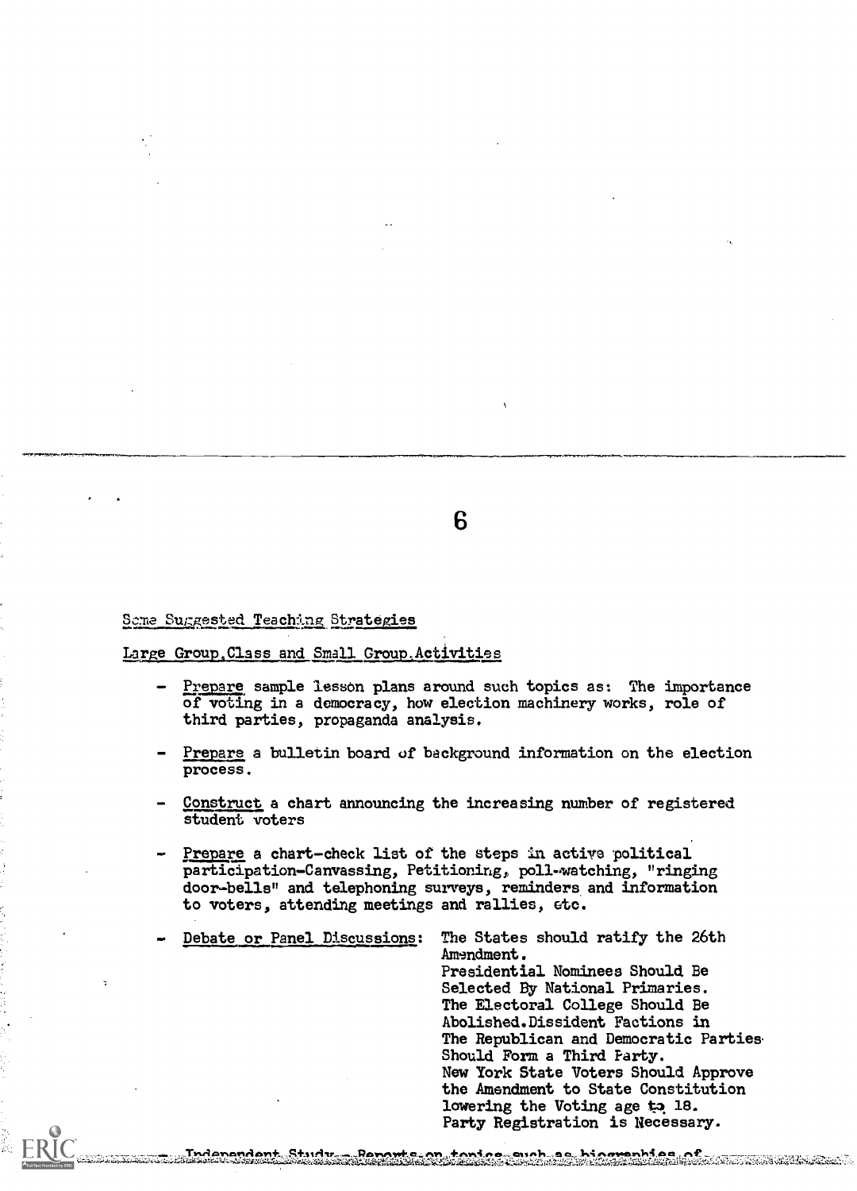## Some Suggested Teaching Strategies

### Large Group, Class and Small Group Activities

- Prepare sample lesson plans around such topics as: The importance of voting in a democracy, how election machinery works, role of third parties, propaganda analysis.
- Prepare a bulletin board of background information on the election process.
- Construct a chart announcing the increasing number of registered student voters
- Prepare a chart-check list of the steps in active political participation–Canvassing, Petitioning, poll-watching, "ringing door-bells" and telephoning surveys, reminders and information to voters, attending meetings and rallies, etc.
- Debate or Panel Discussions: The States should ratify the 26th Amendment. Presidential Nominees Should Be Selected By National Primaries. The Electoral College Should Be Abolished. Dissident Factions in The Republican and Democratic Parties Should Form a Third Party. New York State Voters Should Approve the Amendment to State Constitution lowering the Voting age to 18. Party Registration is Necessary.
- Independent Study – Reports on topics such as biographies of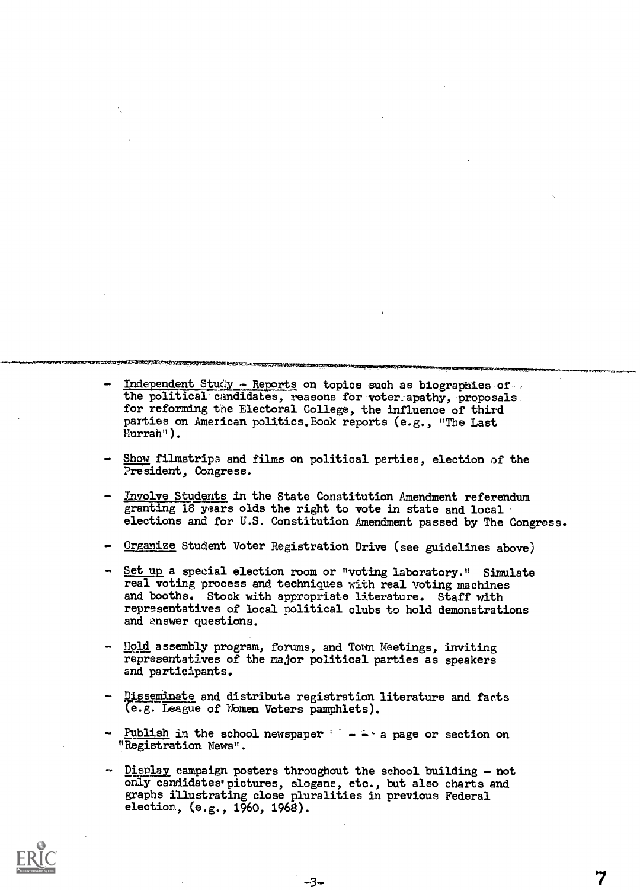- Independent Study - Reports on topics such as biographies of the political candidates, reasons for voter apathy, proposals for reforming the Electoral College, the influence of third parties on American politics. Book reports (e.g., "The Last Hurrah").

- Show filmstrips and films on political parties, election of the President, Congress.

- Involve Students in the State Constitution Amendment referendum granting 18 years olds the right to vote in state and local elections and for U.S. Constitution Amendment passed by The Congress.

- Organize Student Voter Registration Drive (see guidelines above)

- Set up a special election room or "voting laboratory." Simulate real voting process and techniques with real voting machines and booths. Stock with appropriate literature. Staff with representatives of local political clubs to hold demonstrations and answer questions.

- Hold assembly program, forums, and Town Meetings, inviting representatives of the major political parties as speakers and participants.

- Disseminate and distribute registration literature and facts (e.g. League of Women Voters pamphlets).

- Publish in the school newspaper - - a page or section on "Registration News".

- Display campaign posters throughout the school building - not only candidates' pictures, slogans, etc., but also charts and graphs illustrating close pluralities in previous Federal election, (e.g., 1960, 1968).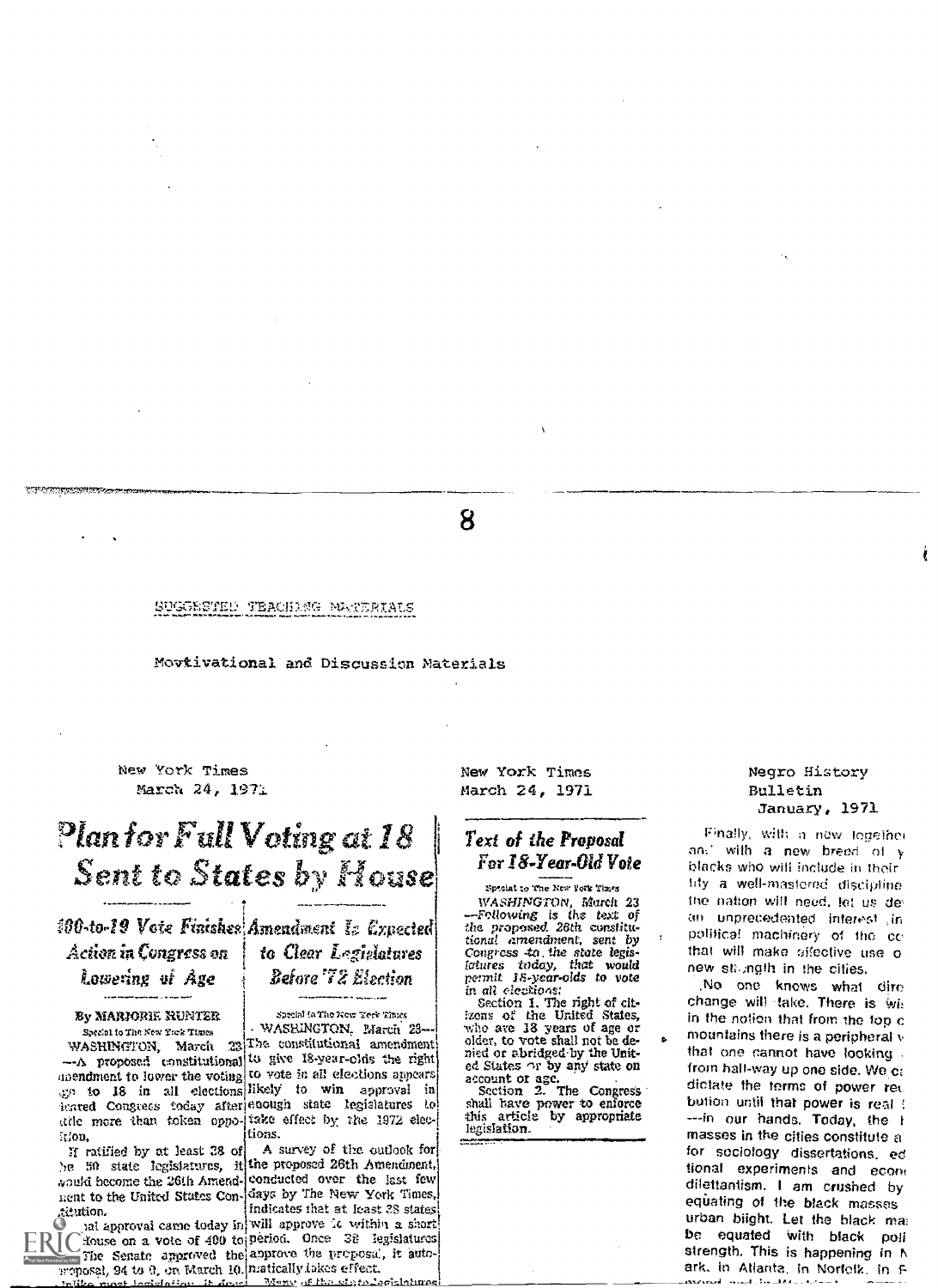SUGGESTED TEACHING MATERIALS

Movtivational and Discussion Materials

New York Times
March 24, 1971

# Plan for Full Voting at 18 Sent to States by House

## 400-to-19 Vote Finishes Action in Congress on Lowering of Age

By MARJORIE HUNTER

Special to The New York Times

WASHINGTON, March 23—A proposed constitutional amendment to lower the voting age to 18 in all elections cleared Congress today after little more than token opposition.

If ratified by at least 38 of the 50 state legislatures, it would become the 26th Amendment to the United States Constitution.

Final approval came today in House on a vote of 400 to The Senate approved the proposal, 94 to 0, on March 10. Unlike most legislation, it does

## Amendment Is Expected to Clear Legislatures Before '72 Election

Special to The New York Times

WASHINGTON, March 23—The constitutional amendment to give 18-year-olds the right to vote in all elections appears likely to win approval in enough state legislatures to take effect by the 1972 elections.

A survey of the outlook for the proposed 26th Amendment, conducted over the last few days by The New York Times, indicates that at least 38 states will approve it within a short period. Once 38 legislatures approve the proposal, it automatically takes effect.

Many of the state legislatures

New York Times
March 24, 1971

## Text of the Proposal For 18-Year-Old Vote

Special to The New York Times

WASHINGTON, March 23—Following is the text of the proposed 26th constitutional amendment, sent by Congress to the state legislatures today, that would permit 18-year-olds to vote in all elections:

Section 1. The right of citizens of the United States, who are 18 years of age or older, to vote shall not be denied or abridged by the United States or by any state on account of age.

Section 2. The Congress shall have power to enforce this article by appropriate legislation.

Negro History Bulletin
January, 1971

Finally, with a new togethe and with a new breed of y blacks who will include in their lity a well-mastered discipline the nation will need, let us de an unprecedented interest in political machinery of the co that will make effective use o new strength in the cities.

No one knows what dire change will take. There is wi in the notion that from the top c mountains there is a peripheral v that one cannot have looking from half-way up one side. We ca dictate the terms of power re bution until that power is real —in our hands. Today, the masses in the cities constitute a for sociology dissertations, ed tional experiments and econ dilettantism. I am crushed by equating of the black masses urban blight. Let the black ma be equated with black poli strength. This is happening in N ark, in Atlanta, in Norfolk, in F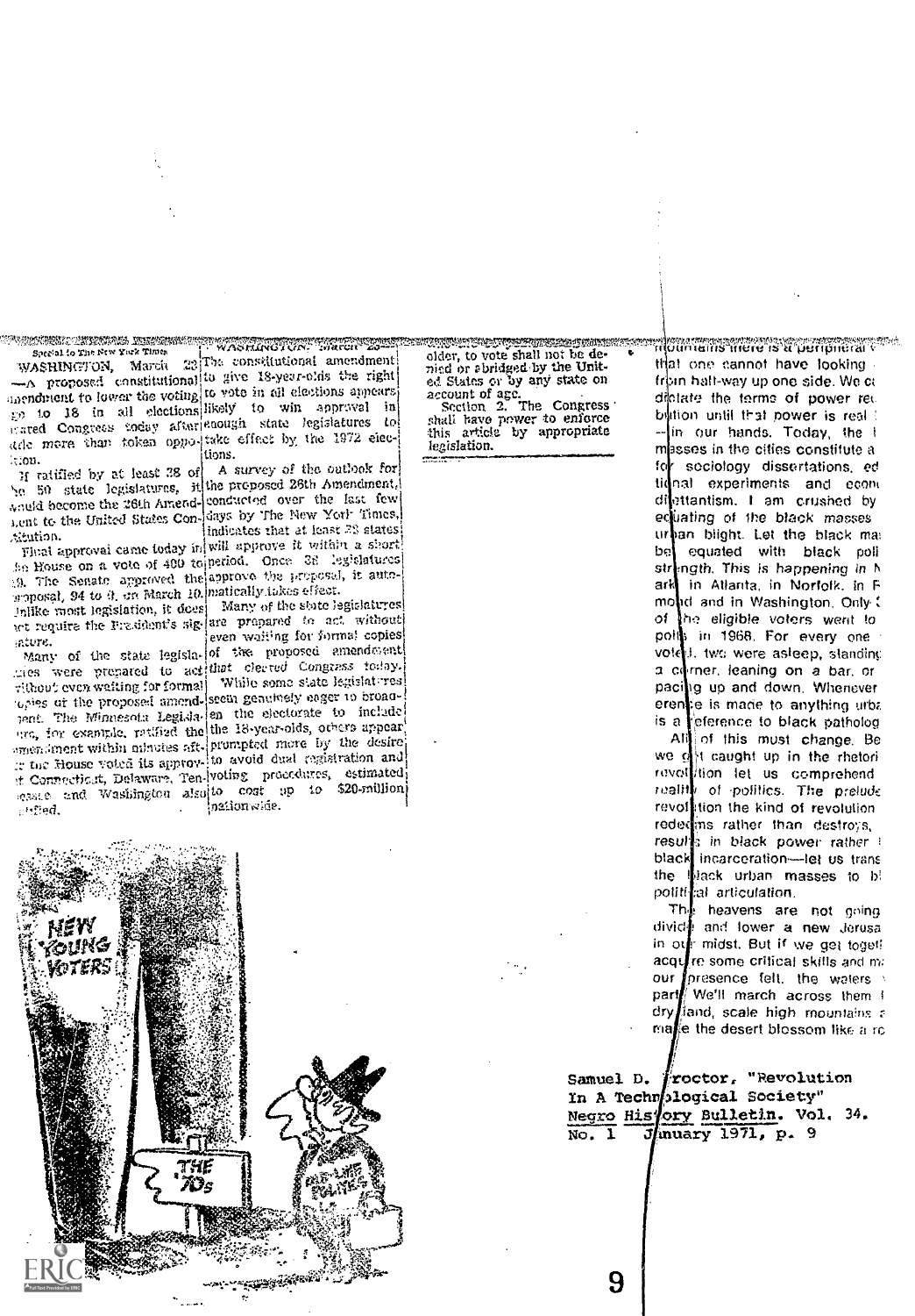Special to The New York Times

WASHINGTON, March 23—A proposed constitutional amendment to lower the voting age to 18 in all elections cleared Congress today after little more than token opposition.

If ratified by at least 38 of the 50 state legislatures, it would become the 26th Amendment to the United States Constitution.

Final approval came today in the House on a vote of 400 to 19. The Senate approved the proposal, 94 to 0, on March 10.

Unlike most legislation, it does not require the President's signature.

Many of the state legislatures were prepared to act without even waiting for formal copies of the proposed amendment. The Minnesota Legislature, for example, ratified the amendment within minutes after the House voted its approval. Connecticut, Delaware, Tennessee and Washington also ratified.

WASHINGTON, March 23—The constitutional amendment to give 18-year-olds the right to vote in all elections appears likely to win approval in enough state legislatures to take effect by the 1972 elections.

A survey of the outlook for the proposed 26th Amendment, conducted over the last few days by The New York Times, indicates that at least 38 states will approve it within a short period. Once 38 legislatures approve the proposal, it automatically takes effect.

Many of the state legislatures are prepared to act without even waiting for formal copies of the proposed amendment that cleared Congress today.

While some state legislatures seem genuinely eager to broaden the electorate to include the 18-year-olds, others appear prompted more by the desire to avoid dual registration and voting procedures, estimated to cost up to $20-million nationwide.

older, to vote shall not be denied or abridged by the United States or by any state on account of age.

Section 2. The Congress shall have power to enforce this article by appropriate legislation.

NEW YOUNG VOTERS

THE 70s

...mountains there is a peripheral ... that one cannot have looking ... from half-way up one side. We c... dictate the terms of power re... bution until that power is real ... —in our hands. Today, the ... masses in the cities constitute a ... for sociology dissertations, ed... tional experiments and econ... dilettantism. I am crushed by ... equating of the black masses ... urban blight. Let the black ma... be equated with black poli... strength. This is happening in N... ark, in Atlanta, in Norfolk, in R... mond and in Washington. Only ... of the eligible voters went to ... polls in 1968. For every one ... voted, two were asleep, standing ... a corner, leaning on a bar, or ... pacing up and down. Whenever ... erence is made to anything urba... is a reference to black patholog...

All of this must change. Be... we get caught up in the rhetori... revolution let us comprehend ... reality of politics. The prelude ... revolution the kind of revolution ... redeems rather than destroys, ... results in black power rather ... black incarceration—let us trans... the black urban masses to b... political articulation.

The heavens are not going ... divide and lower a new Jerusa... in our midst. But if we get togeth... acquire some critical skills and m... our presence felt, the waters ... part. We'll march across them ... dry land, scale high mountains a... make the desert blossom like a ro...

Samuel D. Proctor, "Revolution In A Technological Society" Negro History Bulletin. Vol. 34. No. 1 January 1971, p. 9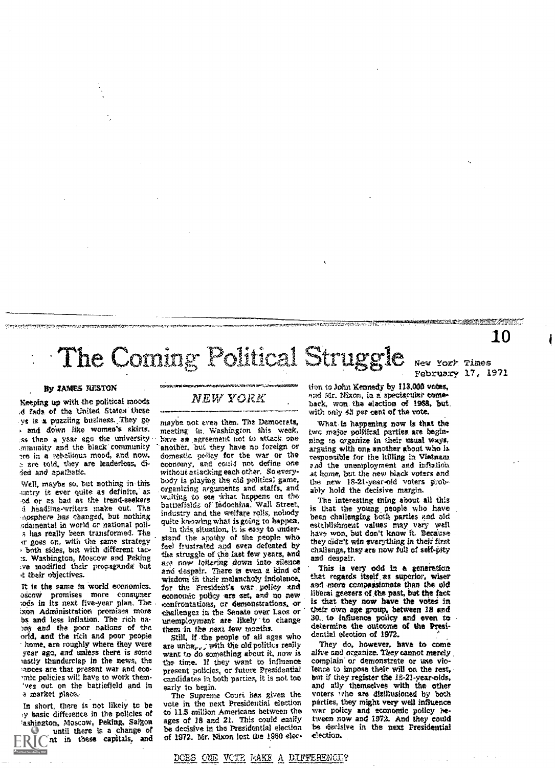# The Coming Political Struggle

New York Times
February 17, 1971

By JAMES RESTON

*NEW YORK*

Keeping up with the political moods and fads of the United States these days is a puzzling business. They go up and down like women's skirts. Less than a year ago the university community and the black community were in a rebellious mood, and now, we are told, they are leaderless, divided and apathetic.

Well, maybe so, but nothing in this country is ever quite as definite, as good or as bad as the trend-seekers and headline-writers make out. The atmosphere has changed, but nothing fundamental in world or national politics has really been transformed. The war goes on, with the same strategy on both sides, but with different tactics. Washington, Moscow and Peking have modified their propaganda but not their objectives.

It is the same in world economics. Moscow promises more consumer goods in its next five-year plan. The Nixon Administration promises more jobs and less inflation. The rich nations and the poor nations of the world, and the rich and poor people at home, are roughly where they were a year ago, and unless there is some vastly thunderclap in the news, the chances are that present war and economic policies will have to work themselves out on the battlefield and in the market place.

In short, there is not likely to be any basic difference in the policies of Washington, Moscow, Peking, Saigon until there is a change of government in these capitals, and maybe not even then. The Democrats, meeting in Washington this week, have an agreement not to attack one another, but they have no foreign or domestic policy for the war or the economy, and could not define one without attacking each other. So everybody is playing the old political game, organizing arguments and staffs, and waiting to see what happens on the battlefields of Indochina, Wall Street, industry and the welfare rolls, nobody quite knowing what is going to happen.

In this situation, it is easy to understand the apathy of the people who feel frustrated and even defeated by the struggle of the last few years, and are now loitering down into silence and despair. There is even a kind of wisdom in their melancholy indolence, for the President's war policy and economic policy are set, and no new confrontations, or demonstrations, or challenges in the Senate over Laos or unemployment are likely to change them in the next few months.

Still, if the people of all ages who are unhappy with the old politics really want to do something about it, now is the time. If they want to influence present policies, or future Presidential candidates in both parties, it is not too early to begin.

The Supreme Court has given the vote in the next Presidential election to 11.5 million Americans between the ages of 18 and 21. This could easily be decisive in the Presidential election of 1972. Mr. Nixon lost the 1960 election to John Kennedy by 113,000 votes, and Mr. Nixon, in a spectacular comeback, won the election of 1968, but with only 43 per cent of the vote.

What is happening now is that the two major political parties are beginning to organize in their usual ways, arguing with one another about who is responsible for the killing in Vietnam and the unemployment and inflation at home, but the new black voters and the new 18-21-year-old voters probably hold the decisive margin.

The interesting thing about all this is that the young people who have been challenging both parties and old establishment values may very well have won, but don't know it. Because they didn't win everything in their first challenge, they are now full of self-pity and despair.

This is very odd in a generation that regards itself as superior, wiser and more compassionate than the old liberal geezers of the past, but the fact is that they now have the votes in their own age group, between 18 and 30, to influence policy and even to determine the outcome of the Presidential election of 1972.

They do, however, have to come alive and organize. They cannot merely complain or demonstrate or use violence to impose their will on the rest, but if they register the 18-21-year-olds, and ally themselves with the other voters who are disillusioned by both parties, they might very well influence war policy and economic policy between now and 1972. And they could be decisive in the next Presidential election.

DOES ONE VOTE MAKE A DIFFERENCE?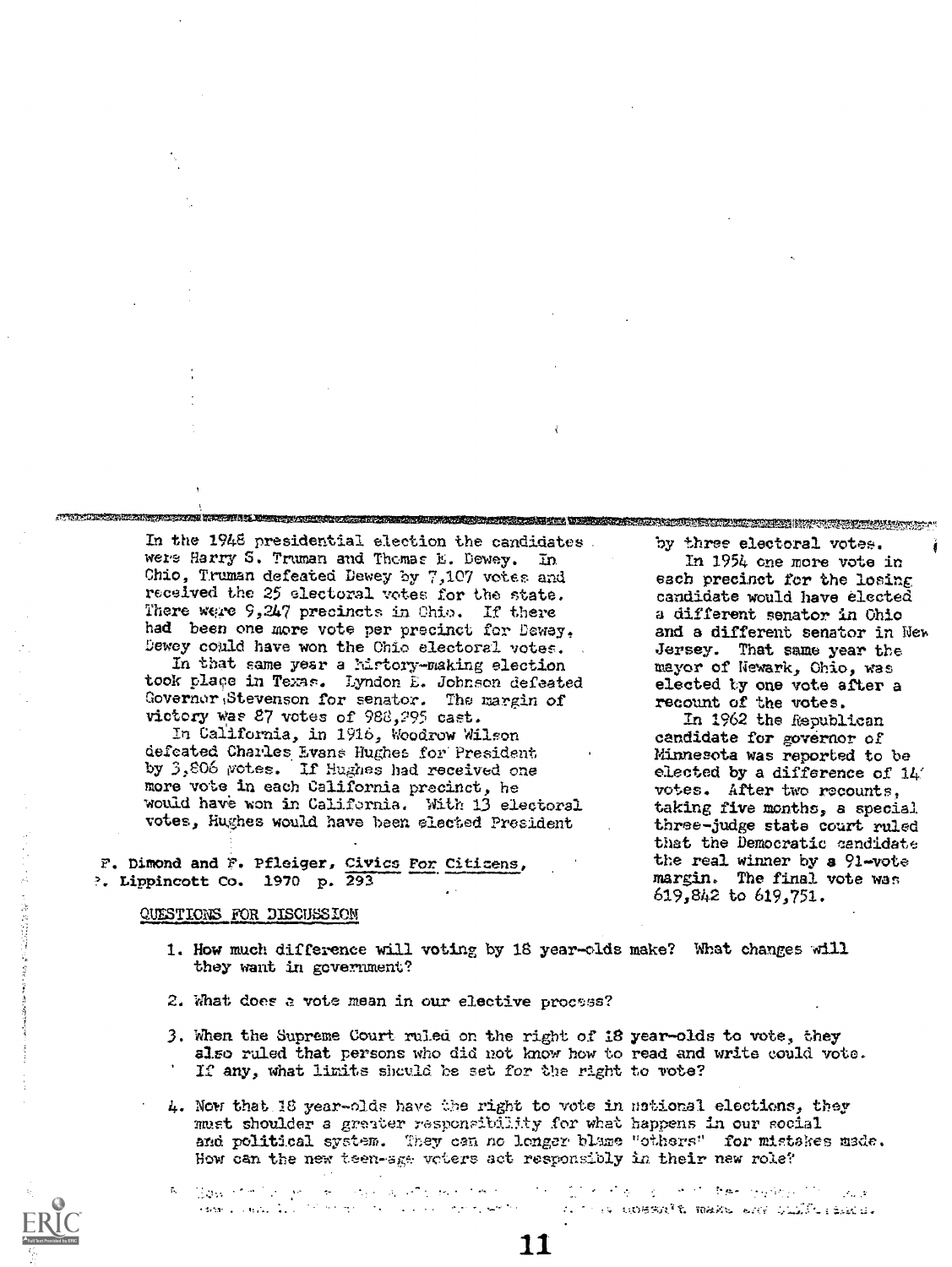In the 1948 presidential election the candidates were Harry S. Truman and Thomas E. Dewey. In Ohio, Truman defeated Dewey by 7,107 votes and received the 25 electoral votes for the state. There were 9,247 precincts in Ohio. If there had been one more vote per precinct for Dewey, Dewey could have won the Ohio electoral votes.

In that same year a history-making election took place in Texas. Lyndon B. Johnson defeated Governor Stevenson for senator. The margin of victory was 87 votes of 988,295 cast.

In California, in 1916, Woodrow Wilson defeated Charles Evans Hughes for President by 3,806 votes. If Hughes had received one more vote in each California precinct, he would have won in California. With 13 electoral votes, Hughes would have been elected President by three electoral votes.

In 1954 one more vote in each precinct for the losing candidate would have elected a different senator in Ohio and a different senator in New Jersey. That same year the mayor of Newark, Ohio, was elected by one vote after a recount of the votes.

In 1962 the Republican candidate for governor of Minnesota was reported to be elected by a difference of 14( votes. After two recounts, taking five months, a special three-judge state court ruled that the Democratic candidate the real winner by a 91-vote margin. The final vote was 619,842 to 619,751.

F. Dimond and F. Pfleiger, Civics For Citizens, ?. Lippincott Co. 1970 p. 293

QUESTIONS FOR DISCUSSION

1. How much difference will voting by 18 year-olds make? What changes will they want in government?
2. What does a vote mean in our elective process?
3. When the Supreme Court ruled on the right of 18 year-olds to vote, they also ruled that persons who did not know how to read and write could vote. If any, what limits should be set for the right to vote?
4. Now that 18 year-olds have the right to vote in national elections, they must shoulder a greater responsibility for what happens in our social and political system. They can no longer blame "others" for mistakes made. How can the new teen-age voters act responsibly in their new role?
5. ... doesn't make any difference.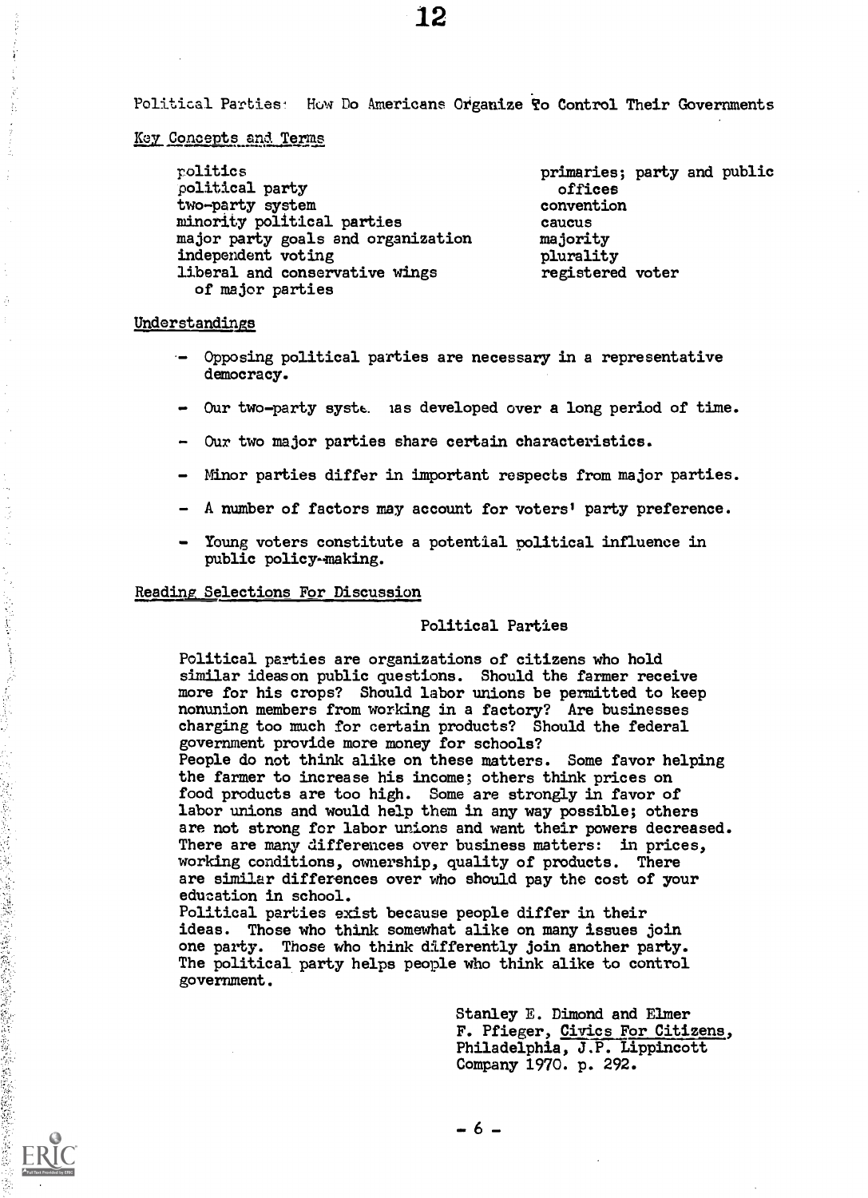Political Parties: How Do Americans Organize To Control Their Governments

Key Concepts and Terms

- politics
- political party
- two-party system
- minority political parties
- major party goals and organization
- independent voting
- liberal and conservative wings of major parties
- primaries; party and public offices
- convention
- caucus
- majority
- plurality
- registered voter

Understandings

- Opposing political parties are necessary in a representative democracy.
- Our two-party system has developed over a long period of time.
- Our two major parties share certain characteristics.
- Minor parties differ in important respects from major parties.
- A number of factors may account for voters' party preference.
- Young voters constitute a potential political influence in public policy-making.

Reading Selections For Discussion

Political Parties

Political parties are organizations of citizens who hold similar ideas on public questions. Should the farmer receive more for his crops? Should labor unions be permitted to keep nonunion members from working in a factory? Are businesses charging too much for certain products? Should the federal government provide more money for schools?

People do not think alike on these matters. Some favor helping the farmer to increase his income; others think prices on food products are too high. Some are strongly in favor of labor unions and would help them in any way possible; others are not strong for labor unions and want their powers decreased. There are many differences over business matters: in prices, working conditions, ownership, quality of products. There are similar differences over who should pay the cost of your education in school.

Political parties exist because people differ in their ideas. Those who think somewhat alike on many issues join one party. Those who think differently join another party. The political party helps people who think alike to control government.

Stanley E. Dimond and Elmer F. Pfieger, Civics For Citizens, Philadelphia, J.P. Lippincott Company 1970. p. 292.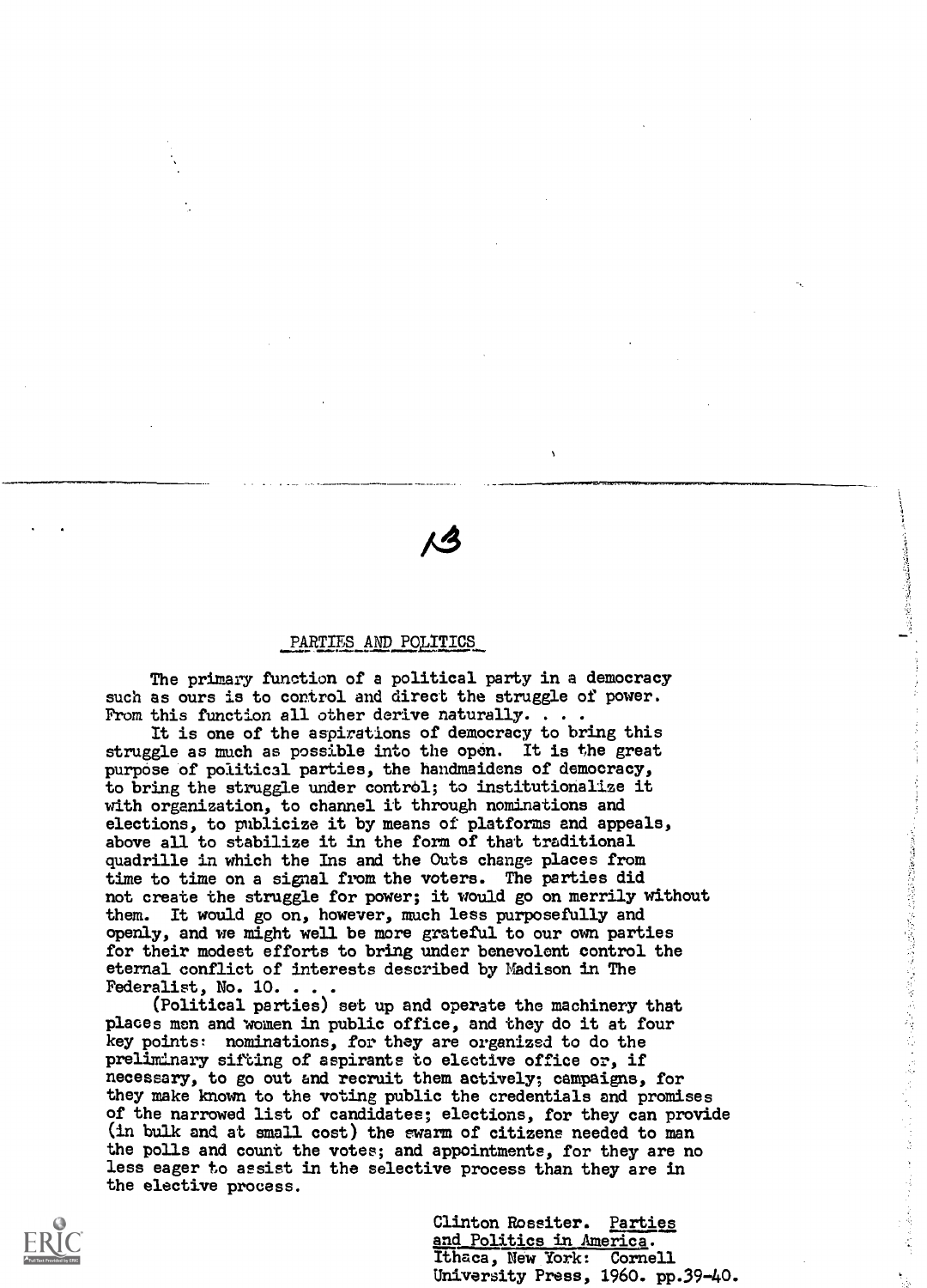## PARTIES AND POLITICS

The primary function of a political party in a democracy such as ours is to control and direct the struggle of power. From this function all other derive naturally. . . .

It is one of the aspirations of democracy to bring this struggle as much as possible into the open. It is the great purpose of political parties, the handmaidens of democracy, to bring the struggle under control; to institutionalize it with organization, to channel it through nominations and elections, to publicize it by means of platforms and appeals, above all to stabilize it in the form of that traditional quadrille in which the Ins and the Outs change places from time to time on a signal from the voters. The parties did not create the struggle for power; it would go on merrily without them. It would go on, however, much less purposefully and openly, and we might well be more grateful to our own parties for their modest efforts to bring under benevolent control the eternal conflict of interests described by Madison in The Federalist, No. 10. . . .

(Political parties) set up and operate the machinery that places men and women in public office, and they do it at four key points: nominations, for they are organized to do the preliminary sifting of aspirants to elective office or, if necessary, to go out and recruit them actively; campaigns, for they make known to the voting public the credentials and promises of the narrowed list of candidates; elections, for they can provide (in bulk and at small cost) the swarm of citizens needed to man the polls and count the votes; and appointments, for they are no less eager to assist in the selective process than they are in the elective process.

Clinton Rossiter. Parties and Politics in America. Ithaca, New York: Cornell University Press, 1960. pp.39-40.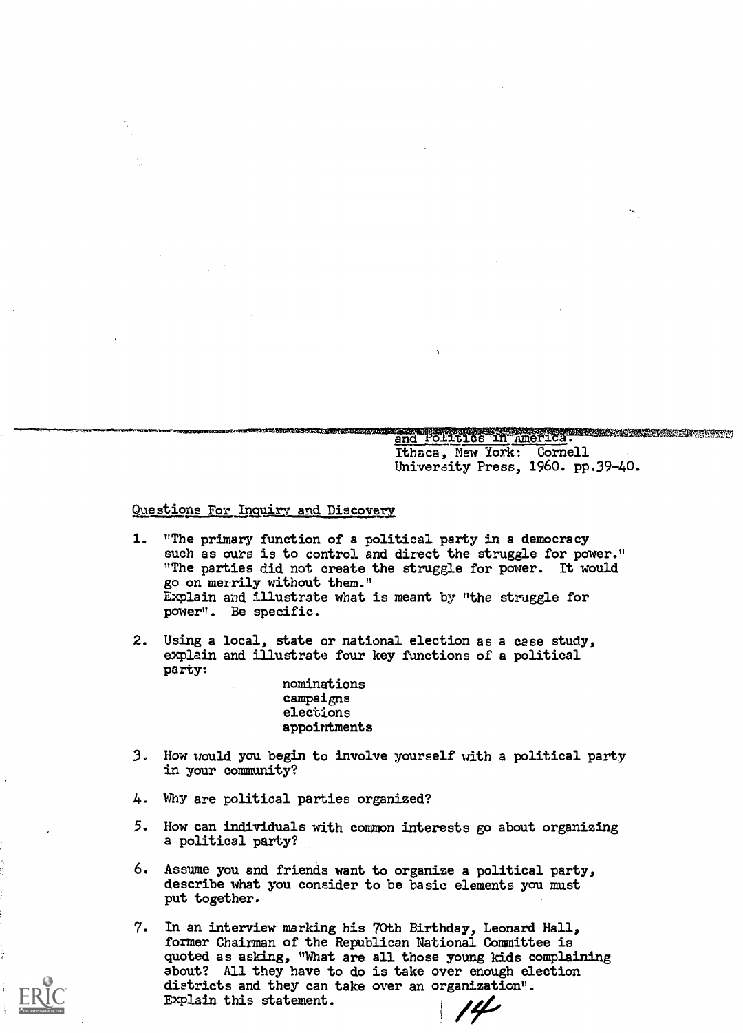and Politics in America. Ithaca, New York: Cornell University Press, 1960. pp.39-40.

Questions For Inquiry and Discovery

1. "The primary function of a political party in a democracy such as ours is to control and direct the struggle for power." "The parties did not create the struggle for power. It would go on merrily without them." Explain and illustrate what is meant by "the struggle for power". Be specific.

2. Using a local, state or national election as a case study, explain and illustrate four key functions of a political party:

   nominations
   campaigns
   elections
   appointments

3. How would you begin to involve yourself with a political party in your community?

4. Why are political parties organized?

5. How can individuals with common interests go about organizing a political party?

6. Assume you and friends want to organize a political party, describe what you consider to be basic elements you must put together.

7. In an interview marking his 70th Birthday, Leonard Hall, former Chairman of the Republican National Committee is quoted as asking, "What are all those young kids complaining about? All they have to do is take over enough election districts and they can take over an organization". Explain this statement.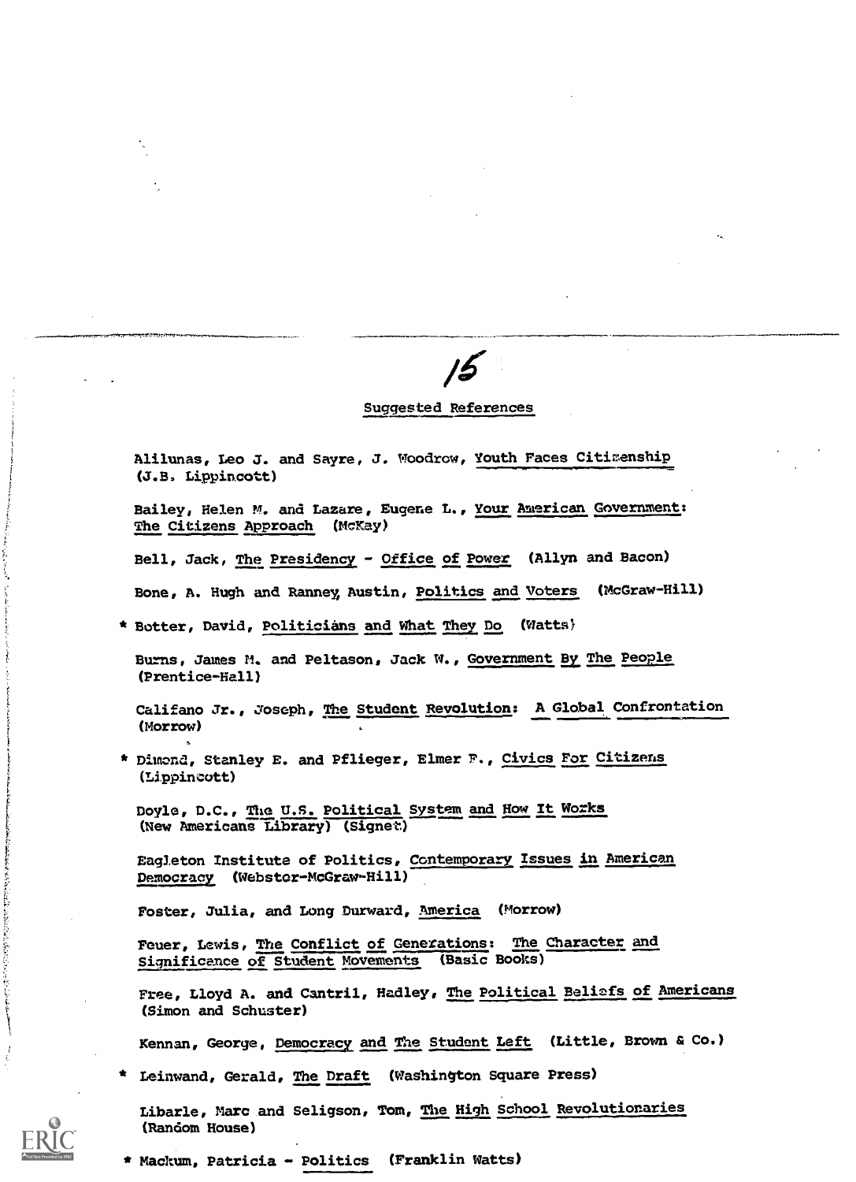## Suggested References

Alilunas, Leo J. and Sayre, J. Woodrow, Youth Faces Citizenship (J.B. Lippincott)

Bailey, Helen M. and Lazare, Eugene L., Your American Government: The Citizens Approach (McKay)

Bell, Jack, The Presidency - Office of Power (Allyn and Bacon)

Bone, A. Hugh and Ranney, Austin, Politics and Voters (McGraw-Hill)

* Botter, David, Politicians and What They Do (Watts)

Burns, James M. and Peltason, Jack W., Government By The People (Prentice-Hall)

Califano Jr., Joseph, The Student Revolution: A Global Confrontation (Morrow)

* Dimond, Stanley E. and Pflieger, Elmer F., Civics For Citizens (Lippincott)

Doyle, D.C., The U.S. Political System and How It Works (New Americans Library) (Signet)

Eagleton Institute of Politics, Contemporary Issues in American Democracy (Webster-McGraw-Hill)

Foster, Julia, and Long Durward, America (Morrow)

Feuer, Lewis, The Conflict of Generations: The Character and Significance of Student Movements (Basic Books)

Free, Lloyd A. and Cantril, Hadley, The Political Beliefs of Americans (Simon and Schuster)

Kennan, George, Democracy and The Student Left (Little, Brown & Co.)

* Leinwand, Gerald, The Draft (Washington Square Press)

Libarle, Marc and Seligson, Tom, The High School Revolutionaries (Random House)

* Mackum, Patricia - Politics (Franklin Watts)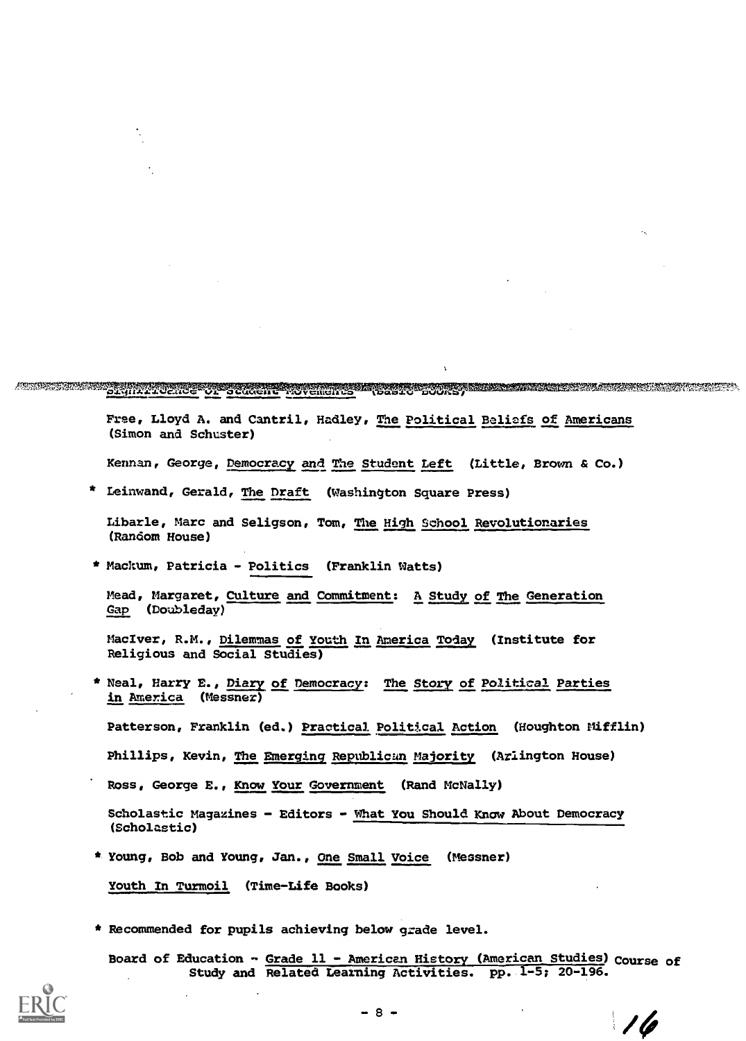Significance of Student Movements (Basic Books)

Free, Lloyd A. and Cantril, Hadley, The Political Beliefs of Americans (Simon and Schuster)

Kennan, George, Democracy and The Student Left (Little, Brown & Co.)

\* Leinwand, Gerald, The Draft (Washington Square Press)

Libarle, Marc and Seligson, Tom, The High School Revolutionaries (Random House)

\* Mackum, Patricia - Politics (Franklin Watts)

Mead, Margaret, Culture and Commitment: A Study of The Generation Gap (Doubleday)

MacIver, R.M., Dilemmas of Youth In America Today (Institute for Religious and Social Studies)

\* Neal, Harry E., Diary of Democracy: The Story of Political Parties in America (Messner)

Patterson, Franklin (ed.) Practical Political Action (Houghton Mifflin)

Phillips, Kevin, The Emerging Republican Majority (Arlington House)

Ross, George E., Know Your Government (Rand McNally)

Scholastic Magazines - Editors - What You Should Know About Democracy (Scholastic)

\* Young, Bob and Young, Jan., One Small Voice (Messner)

Youth In Turmoil (Time-Life Books)

\* Recommended for pupils achieving below grade level.

Board of Education - Grade 11 - American History (American Studies) Course of Study and Related Learning Activities. pp. 1-5; 20-196.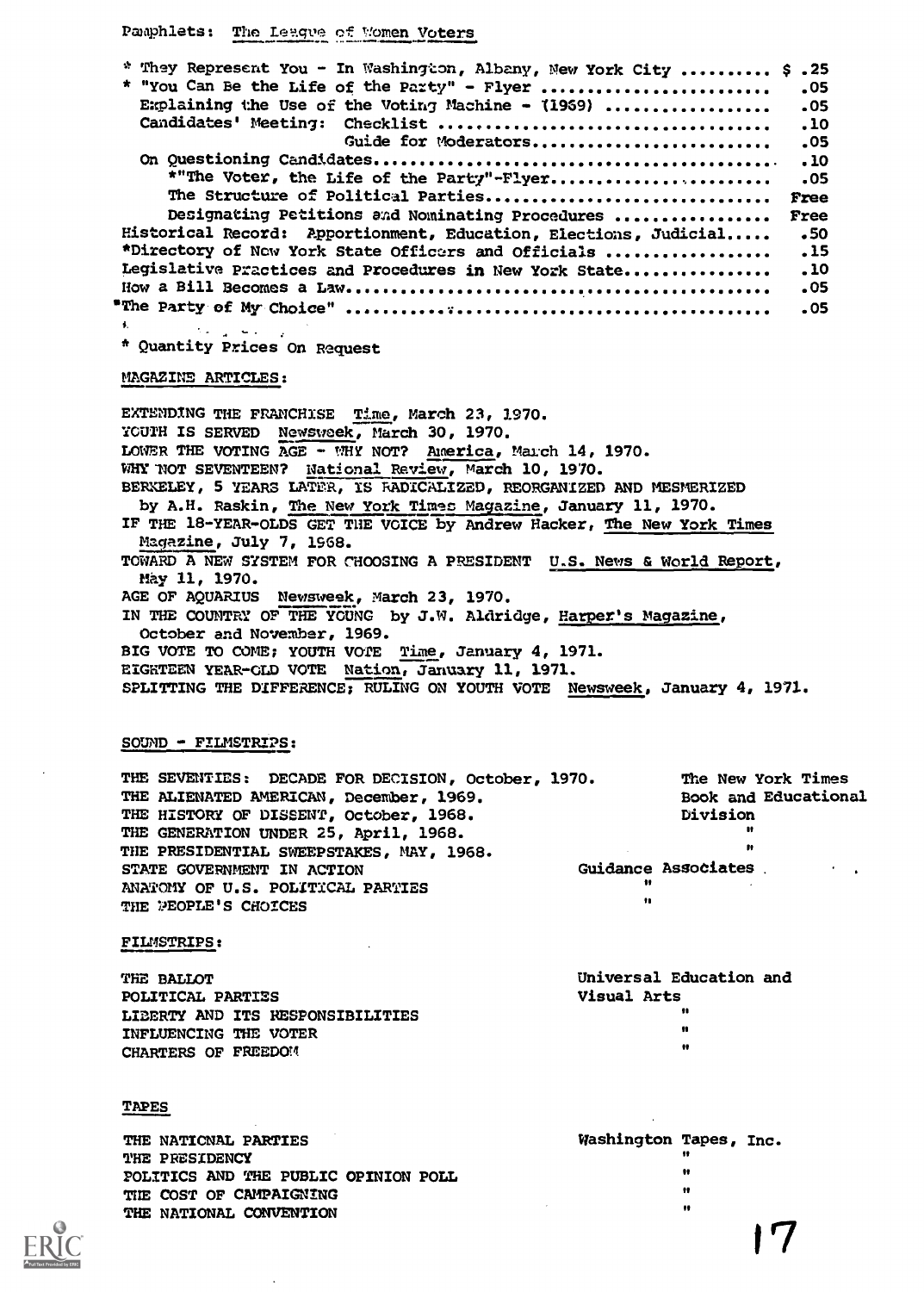Pamphlets: The League of Women Voters

| | |
|---|---|
| * They Represent You - In Washington, Albany, New York City .......... | $ .25 |
| * "You Can Be the Life of the Party" - Flyer ........................ | .05 |
| Explaining the Use of the Voting Machine - (1969) .................. | .05 |
| Candidates' Meeting: Checklist ................................... | .10 |
| Guide for Moderators........................... | .05 |
| On Questioning Candidates............................................ | .10 |
| *"The Voter, the Life of the Party"-Flyer......................... | .05 |
| The Structure of Political Parties............................... | Free |
| Designating Petitions and Nominating Procedures ................ | Free |
| Historical Record: Apportionment, Education, Elections, Judicial..... | .50 |
| *Directory of New York State Officers and Officials .................. | .15 |
| Legislative Practices and Procedures in New York State................ | .10 |
| How a Bill Becomes a Law.............................................. | .05 |
| "The Party of My Choice" .............................................. | .05 |

* Quantity Prices On Request

MAGAZINE ARTICLES:

EXTENDING THE FRANCHISE Time, March 23, 1970.
YOUTH IS SERVED Newsweek, March 30, 1970.
LOWER THE VOTING AGE - WHY NOT? America, March 14, 1970.
WHY NOT SEVENTEEN? National Review, March 10, 1970.
BERKELEY, 5 YEARS LATER, IS RADICALIZED, REORGANIZED AND MESMERIZED by A.H. Raskin, The New York Times Magazine, January 11, 1970.
IF THE 18-YEAR-OLDS GET THE VOICE by Andrew Hacker, The New York Times Magazine, July 7, 1968.
TOWARD A NEW SYSTEM FOR CHOOSING A PRESIDENT U.S. News & World Report, May 11, 1970.
AGE OF AQUARIUS Newsweek, March 23, 1970.
IN THE COUNTRY OF THE YOUNG by J.W. Aldridge, Harper's Magazine, October and November, 1969.
BIG VOTE TO COME; YOUTH VOTE Time, January 4, 1971.
EIGHTEEN YEAR-OLD VOTE Nation, January 11, 1971.
SPLITTING THE DIFFERENCE; RULING ON YOUTH VOTE Newsweek, January 4, 1971.

SOUND - FILMSTRIPS:

| | |
|---|---|
| THE SEVENTIES: DECADE FOR DECISION, October, 1970. | The New York Times Book and Educational Division |
| THE ALIENATED AMERICAN, December, 1969. | " |
| THE HISTORY OF DISSENT, October, 1968. | " |
| THE GENERATION UNDER 25, April, 1968. | " |
| THE PRESIDENTIAL SWEEPSTAKES, MAY, 1968. | " |
| STATE GOVERNMENT IN ACTION | Guidance Associates |
| ANATOMY OF U.S. POLITICAL PARTIES | " |
| THE PEOPLE'S CHOICES | " |

FILMSTRIPS:

| | |
|---|---|
| THE BALLOT | Universal Education and Visual Arts |
| POLITICAL PARTIES | " |
| LIBERTY AND ITS RESPONSIBILITIES | " |
| INFLUENCING THE VOTER | " |
| CHARTERS OF FREEDOM | " |

TAPES

| | |
|---|---|
| THE NATIONAL PARTIES | Washington Tapes, Inc. |
| THE PRESIDENCY | " |
| POLITICS AND THE PUBLIC OPINION POLL | " |
| THE COST OF CAMPAIGNING | " |
| THE NATIONAL CONVENTION | " |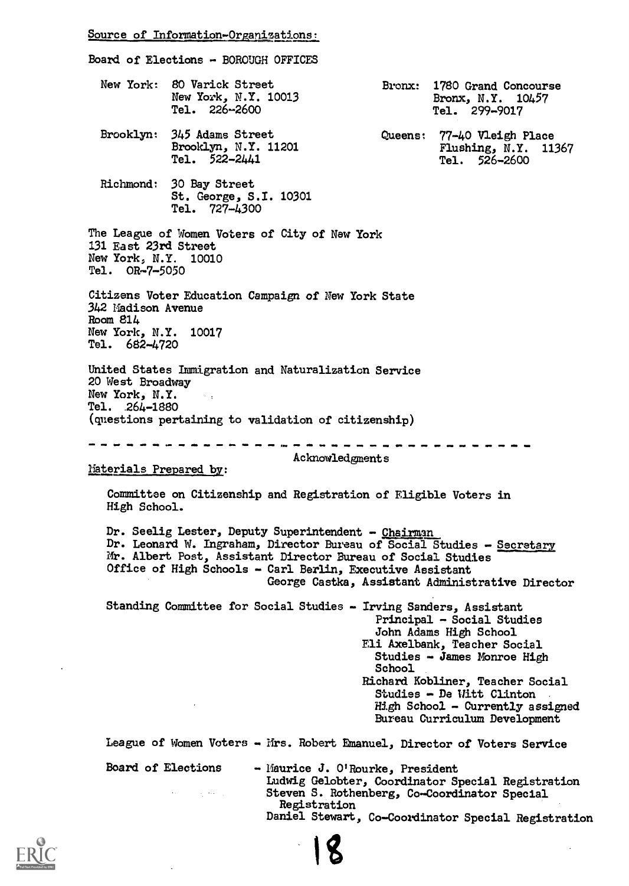Source of Information-Organizations:

Board of Elections - BOROUGH OFFICES

New York: 80 Varick Street
New York, N.Y. 10013
Tel. 226-2600

Bronx: 1780 Grand Concourse
Bronx, N.Y. 10457
Tel. 299-9017

Brooklyn: 345 Adams Street
Brooklyn, N.Y. 11201
Tel. 522-2441

Queens: 77-40 Vleigh Place
Flushing, N.Y. 11367
Tel. 526-2600

Richmond: 30 Bay Street
St. George, S.I. 10301
Tel. 727-4300

The League of Women Voters of City of New York
131 East 23rd Street
New York, N.Y. 10010
Tel. OR-7-5050

Citizens Voter Education Campaign of New York State
342 Madison Avenue
Room 814
New York, N.Y. 10017
Tel. 682-4720

United States Immigration and Naturalization Service
20 West Broadway
New York, N.Y.
Tel. 264-1880
(questions pertaining to validation of citizenship)

---

Acknowledgments

Materials Prepared by:

Committee on Citizenship and Registration of Eligible Voters in High School.

Dr. Seelig Lester, Deputy Superintendent - Chairman
Dr. Leonard W. Ingraham, Director Bureau of Social Studies - Secretary
Mr. Albert Post, Assistant Director Bureau of Social Studies
Office of High Schools - Carl Berlin, Executive Assistant
George Castka, Assistant Administrative Director

Standing Committee for Social Studies - Irving Sanders, Assistant Principal - Social Studies John Adams High School
Eli Axelbank, Teacher Social Studies - James Monroe High School
Richard Kobliner, Teacher Social Studies - De Witt Clinton High School - Currently assigned Bureau Curriculum Development

League of Women Voters - Mrs. Robert Emanuel, Director of Voters Service

Board of Elections - Maurice J. O'Rourke, President
Ludwig Gelobter, Coordinator Special Registration
Steven S. Rothenberg, Co-Coordinator Special Registration
Daniel Stewart, Co-Coordinator Special Registration